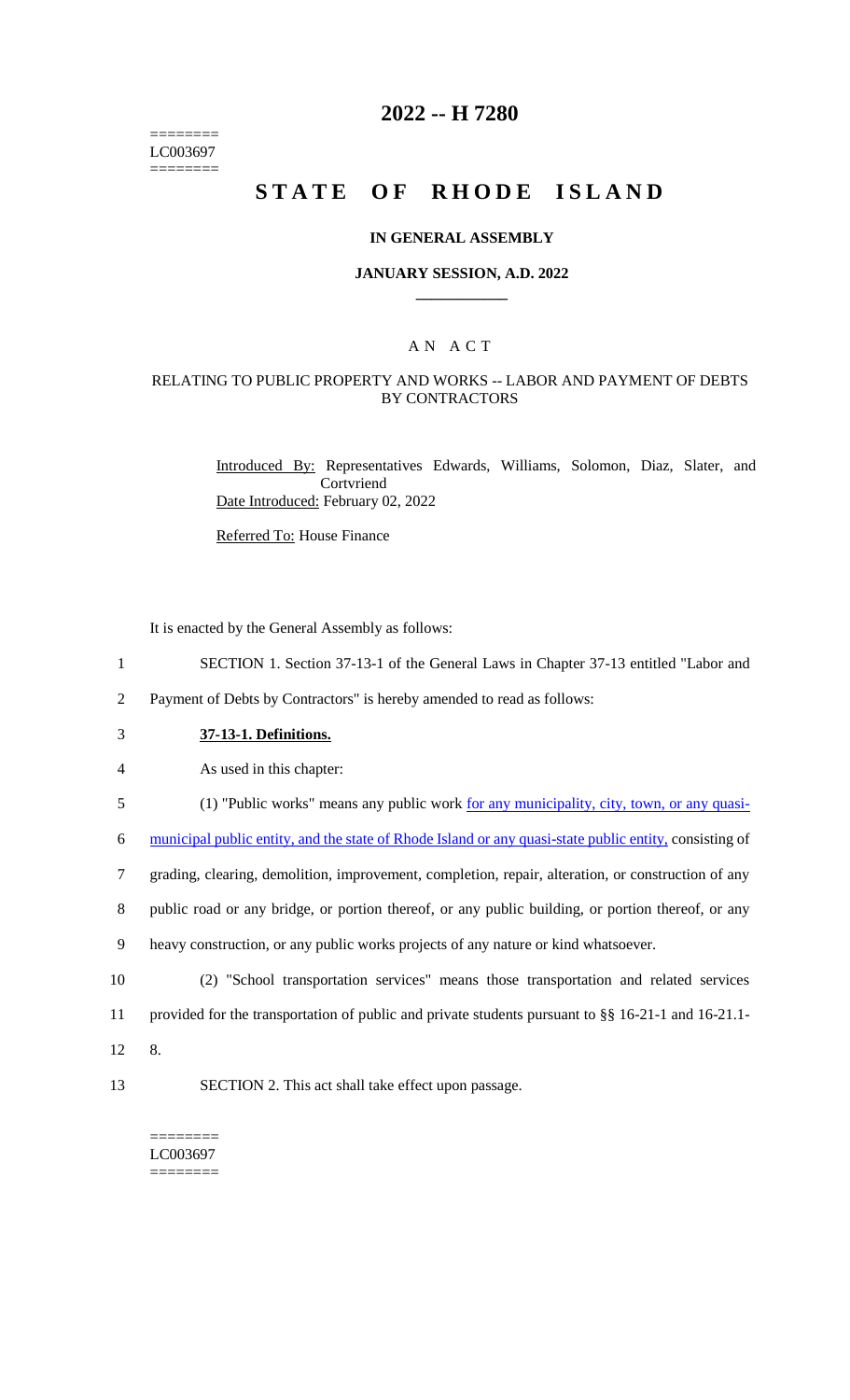========
LC003697
========

# 2022 -- H 7280

# STATE OF RHODE ISLAND

### IN GENERAL ASSEMBLY

### JANUARY SESSION, A.D. 2022

## A N A C T

### RELATING TO PUBLIC PROPERTY AND WORKS -- LABOR AND PAYMENT OF DEBTS BY CONTRACTORS

Introduced By: Representatives Edwards, Williams, Solomon, Diaz, Slater, and Cortvriend

Date Introduced: February 02, 2022

Referred To: House Finance

It is enacted by the General Assembly as follows:

1 SECTION 1. Section 37-13-1 of the General Laws in Chapter 37-13 entitled "Labor and
2 Payment of Debts by Contractors" is hereby amended to read as follows:

3 **37-13-1. Definitions.**

4 As used in this chapter:

5 (1) "Public works" means any public work for any municipality, city, town, or any quasi-
6 municipal public entity, and the state of Rhode Island or any quasi-state public entity, consisting of
7 grading, clearing, demolition, improvement, completion, repair, alteration, or construction of any
8 public road or any bridge, or portion thereof, or any public building, or portion thereof, or any
9 heavy construction, or any public works projects of any nature or kind whatsoever.

10 (2) "School transportation services" means those transportation and related services
11 provided for the transportation of public and private students pursuant to §§ 16-21-1 and 16-21.1-
12 8.

13 SECTION 2. This act shall take effect upon passage.

========
LC003697
========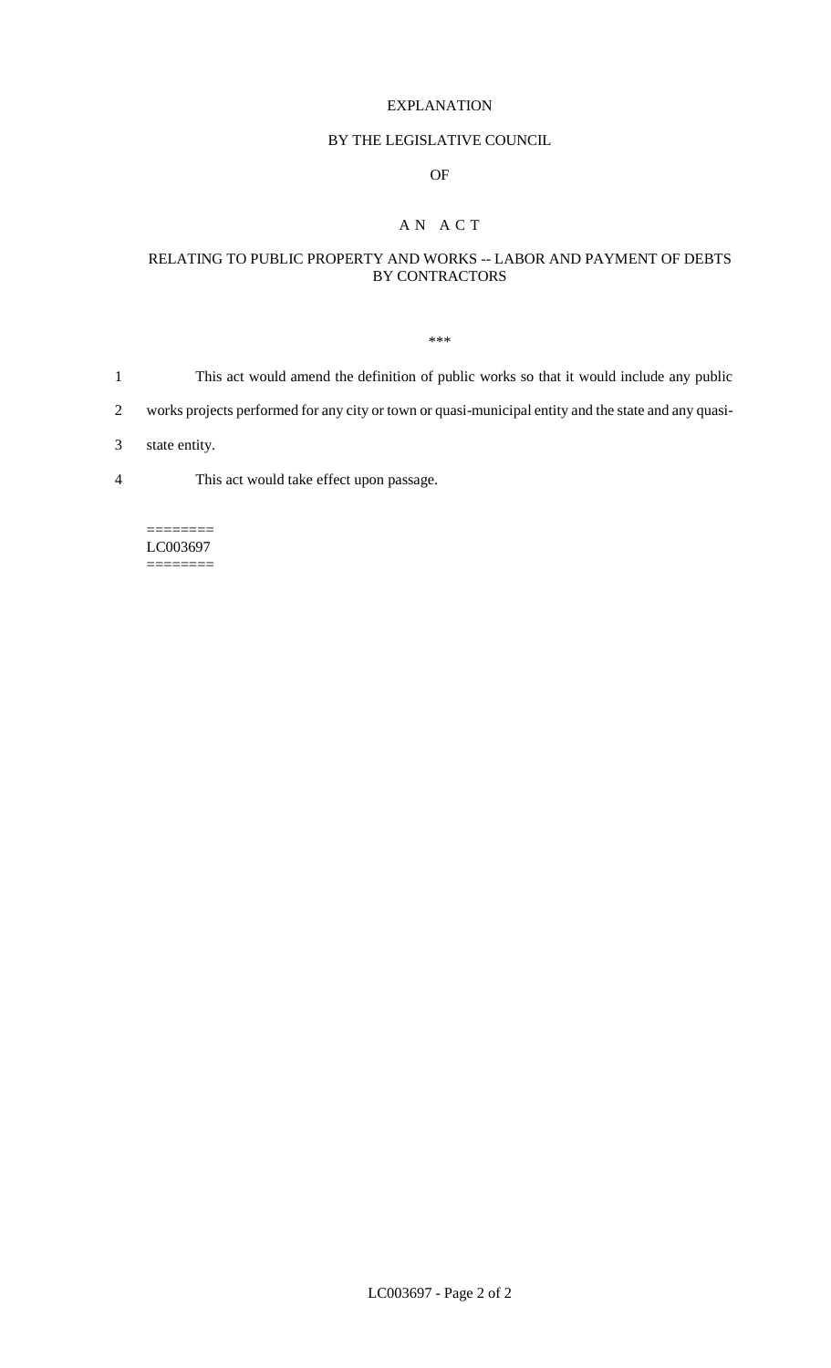EXPLANATION

BY THE LEGISLATIVE COUNCIL

OF

# A N A C T

## RELATING TO PUBLIC PROPERTY AND WORKS -- LABOR AND PAYMENT OF DEBTS BY CONTRACTORS

\*\*\*

1 This act would amend the definition of public works so that it would include any public
2 works projects performed for any city or town or quasi-municipal entity and the state and any quasi-
3 state entity.
4 This act would take effect upon passage.

========
LC003697
========